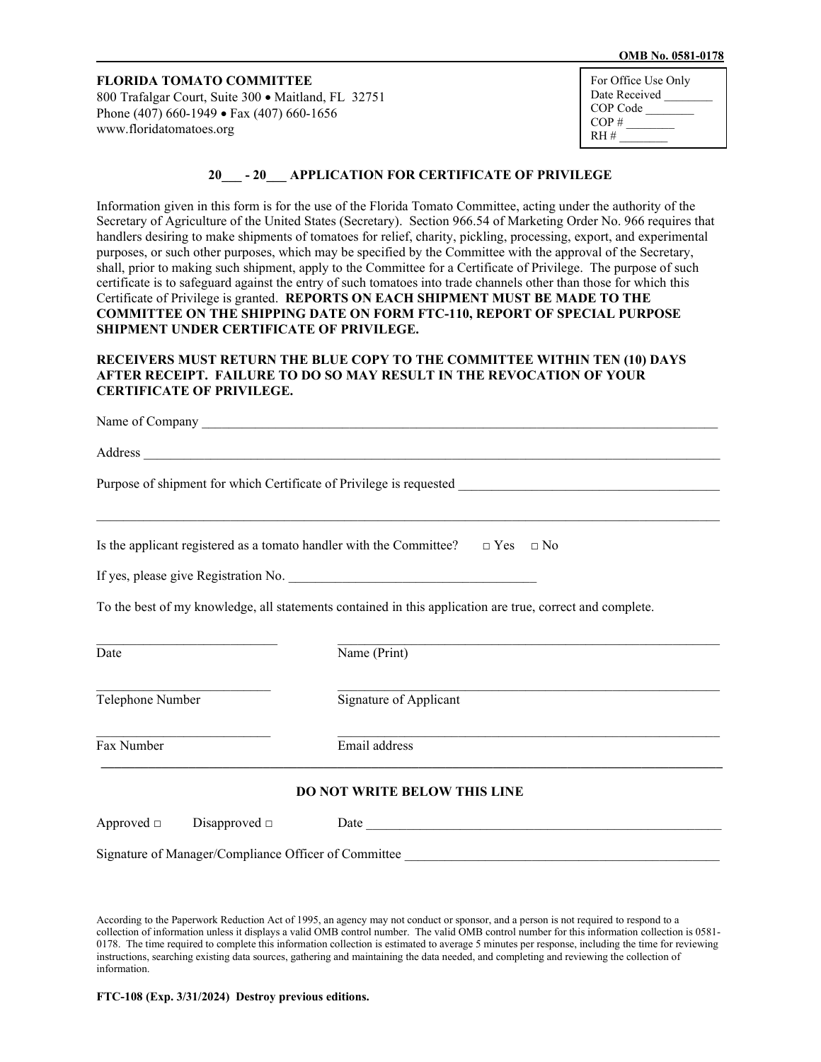OMB No. 0581-0178

**FLORIDA TOMATO COMMITTEE**
800 Trafalgar Court, Suite 300 • Maitland, FL 32751
Phone (407) 660-1949 • Fax (407) 660-1656
www.floridatomatoes.org

For Office Use Only
Date Received ________
COP Code ________
COP # ________
RH # ________

## 20___ - 20___ APPLICATION FOR CERTIFICATE OF PRIVILEGE

Information given in this form is for the use of the Florida Tomato Committee, acting under the authority of the Secretary of Agriculture of the United States (Secretary). Section 966.54 of Marketing Order No. 966 requires that handlers desiring to make shipments of tomatoes for relief, charity, pickling, processing, export, and experimental purposes, or such other purposes, which may be specified by the Committee with the approval of the Secretary, shall, prior to making such shipment, apply to the Committee for a Certificate of Privilege. The purpose of such certificate is to safeguard against the entry of such tomatoes into trade channels other than those for which this Certificate of Privilege is granted. **REPORTS ON EACH SHIPMENT MUST BE MADE TO THE COMMITTEE ON THE SHIPPING DATE ON FORM FTC-110, REPORT OF SPECIAL PURPOSE SHIPMENT UNDER CERTIFICATE OF PRIVILEGE.**

**RECEIVERS MUST RETURN THE BLUE COPY TO THE COMMITTEE WITHIN TEN (10) DAYS AFTER RECEIPT. FAILURE TO DO SO MAY RESULT IN THE REVOCATION OF YOUR CERTIFICATE OF PRIVILEGE.**

Name of Company ______________________________________________

Address ______________________________________________

Purpose of shipment for which Certificate of Privilege is requested ______________________________________________

______________________________________________

Is the applicant registered as a tomato handler with the Committee? □ Yes □ No

If yes, please give Registration No. ______________________

To the best of my knowledge, all statements contained in this application are true, correct and complete.

______________________ Date ______________________ Name (Print)

______________________ Telephone Number ______________________ Signature of Applicant

______________________ Fax Number ______________________ Email address

---

**DO NOT WRITE BELOW THIS LINE**

Approved □ Disapproved □ Date ______________________

Signature of Manager/Compliance Officer of Committee ______________________

According to the Paperwork Reduction Act of 1995, an agency may not conduct or sponsor, and a person is not required to respond to a collection of information unless it displays a valid OMB control number. The valid OMB control number for this information collection is 0581-0178. The time required to complete this information collection is estimated to average 5 minutes per response, including the time for reviewing instructions, searching existing data sources, gathering and maintaining the data needed, and completing and reviewing the collection of information.

**FTC-108 (Exp. 3/31/2024) Destroy previous editions.**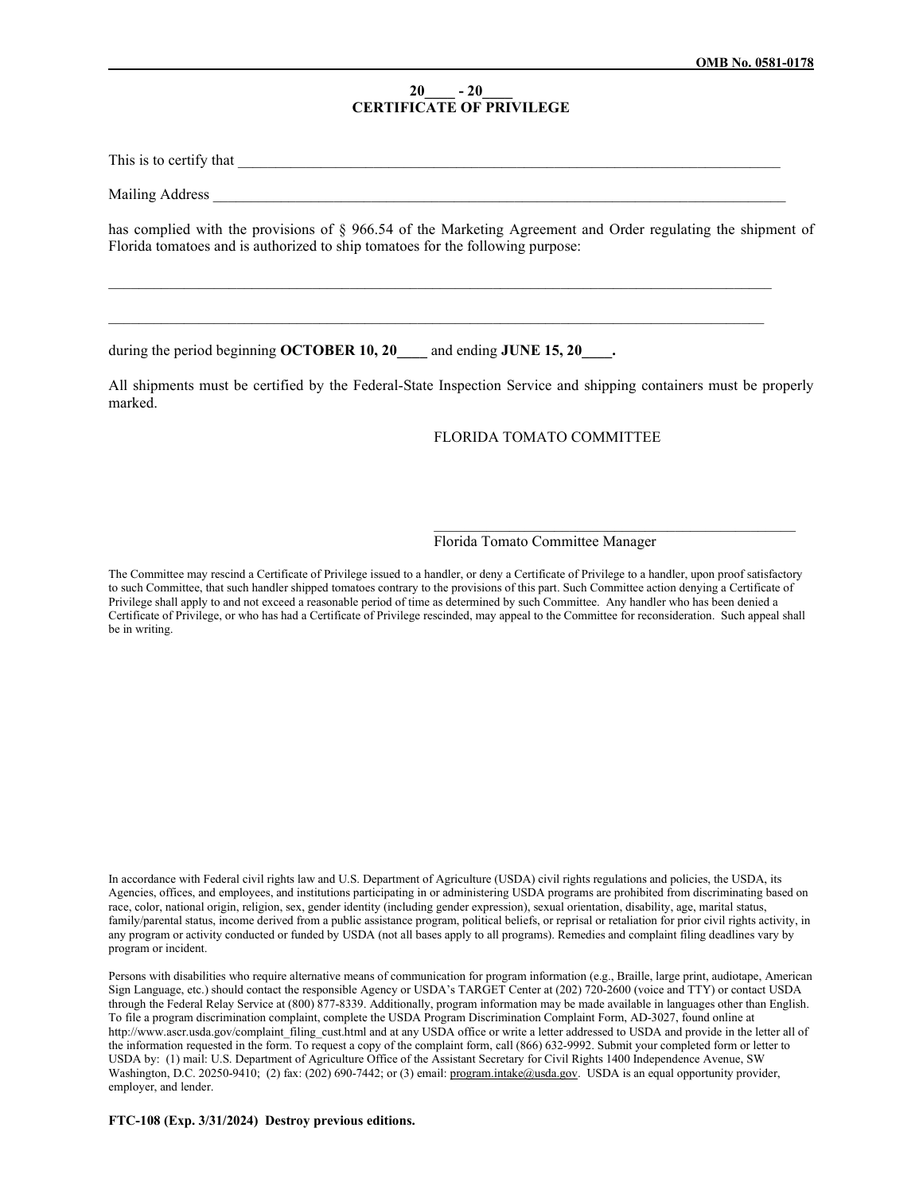OMB No. 0581-0178

**20____ - 20____**
**CERTIFICATE OF PRIVILEGE**

This is to certify that ______________________________________________________________________________

Mailing Address ________________________________________________________________________________

has complied with the provisions of § 966.54 of the Marketing Agreement and Order regulating the shipment of Florida tomatoes and is authorized to ship tomatoes for the following purpose:

_______________________________________________________________________________________________

_______________________________________________________________________________________________

during the period beginning **OCTOBER 10, 20____** and ending **JUNE 15, 20____.**

All shipments must be certified by the Federal-State Inspection Service and shipping containers must be properly marked.

FLORIDA TOMATO COMMITTEE

_____________________________________________________
Florida Tomato Committee Manager

The Committee may rescind a Certificate of Privilege issued to a handler, or deny a Certificate of Privilege to a handler, upon proof satisfactory to such Committee, that such handler shipped tomatoes contrary to the provisions of this part. Such Committee action denying a Certificate of Privilege shall apply to and not exceed a reasonable period of time as determined by such Committee. Any handler who has been denied a Certificate of Privilege, or who has had a Certificate of Privilege rescinded, may appeal to the Committee for reconsideration. Such appeal shall be in writing.

In accordance with Federal civil rights law and U.S. Department of Agriculture (USDA) civil rights regulations and policies, the USDA, its Agencies, offices, and employees, and institutions participating in or administering USDA programs are prohibited from discriminating based on race, color, national origin, religion, sex, gender identity (including gender expression), sexual orientation, disability, age, marital status, family/parental status, income derived from a public assistance program, political beliefs, or reprisal or retaliation for prior civil rights activity, in any program or activity conducted or funded by USDA (not all bases apply to all programs). Remedies and complaint filing deadlines vary by program or incident.

Persons with disabilities who require alternative means of communication for program information (e.g., Braille, large print, audiotape, American Sign Language, etc.) should contact the responsible Agency or USDA's TARGET Center at (202) 720-2600 (voice and TTY) or contact USDA through the Federal Relay Service at (800) 877-8339. Additionally, program information may be made available in languages other than English. To file a program discrimination complaint, complete the USDA Program Discrimination Complaint Form, AD-3027, found online at http://www.ascr.usda.gov/complaint_filing_cust.html and at any USDA office or write a letter addressed to USDA and provide in the letter all of the information requested in the form. To request a copy of the complaint form, call (866) 632-9992. Submit your completed form or letter to USDA by: (1) mail: U.S. Department of Agriculture Office of the Assistant Secretary for Civil Rights 1400 Independence Avenue, SW Washington, D.C. 20250-9410; (2) fax: (202) 690-7442; or (3) email: program.intake@usda.gov. USDA is an equal opportunity provider, employer, and lender.

**FTC-108 (Exp. 3/31/2024) Destroy previous editions.**